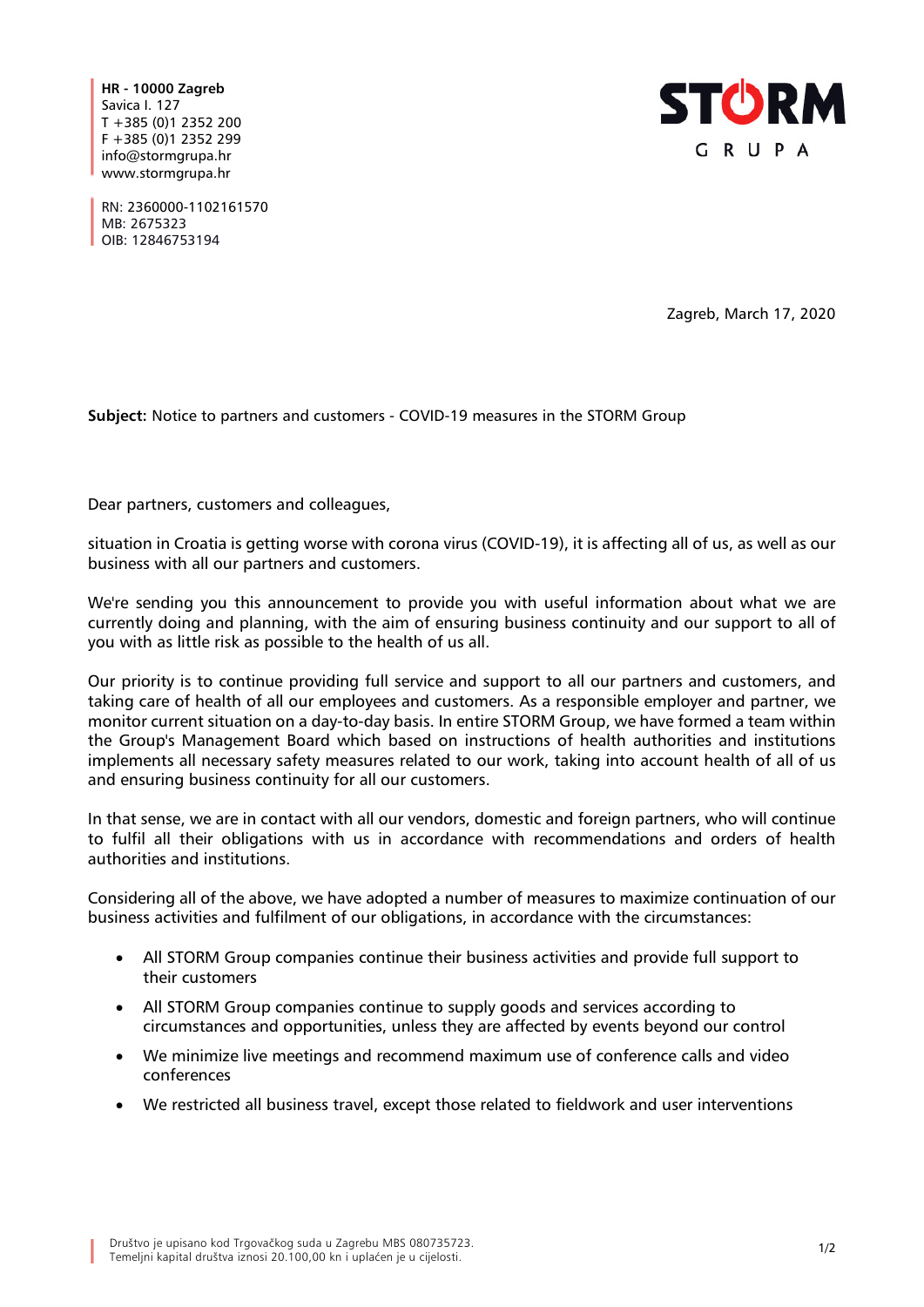**HR - 10000 Zagreb**
Savica I. 127
T +385 (0)1 2352 200
F +385 (0)1 2352 299
info@stormgrupa.hr
www.stormgrupa.hr

RN: 2360000-1102161570
MB: 2675323
OIB: 12846753194

STORM GRUPA

Zagreb, March 17, 2020

**Subject:** Notice to partners and customers - COVID-19 measures in the STORM Group

Dear partners, customers and colleagues,

situation in Croatia is getting worse with corona virus (COVID-19), it is affecting all of us, as well as our business with all our partners and customers.

We're sending you this announcement to provide you with useful information about what we are currently doing and planning, with the aim of ensuring business continuity and our support to all of you with as little risk as possible to the health of us all.

Our priority is to continue providing full service and support to all our partners and customers, and taking care of health of all our employees and customers. As a responsible employer and partner, we monitor current situation on a day-to-day basis. In entire STORM Group, we have formed a team within the Group's Management Board which based on instructions of health authorities and institutions implements all necessary safety measures related to our work, taking into account health of all of us and ensuring business continuity for all our customers.

In that sense, we are in contact with all our vendors, domestic and foreign partners, who will continue to fulfil all their obligations with us in accordance with recommendations and orders of health authorities and institutions.

Considering all of the above, we have adopted a number of measures to maximize continuation of our business activities and fulfilment of our obligations, in accordance with the circumstances:

- All STORM Group companies continue their business activities and provide full support to their customers
- All STORM Group companies continue to supply goods and services according to circumstances and opportunities, unless they are affected by events beyond our control
- We minimize live meetings and recommend maximum use of conference calls and video conferences
- We restricted all business travel, except those related to fieldwork and user interventions

Društvo je upisano kod Trgovačkog suda u Zagrebu MBS 080735723.
Temeljni kapital društva iznosi 20.100,00 kn i uplaćen je u cijelosti.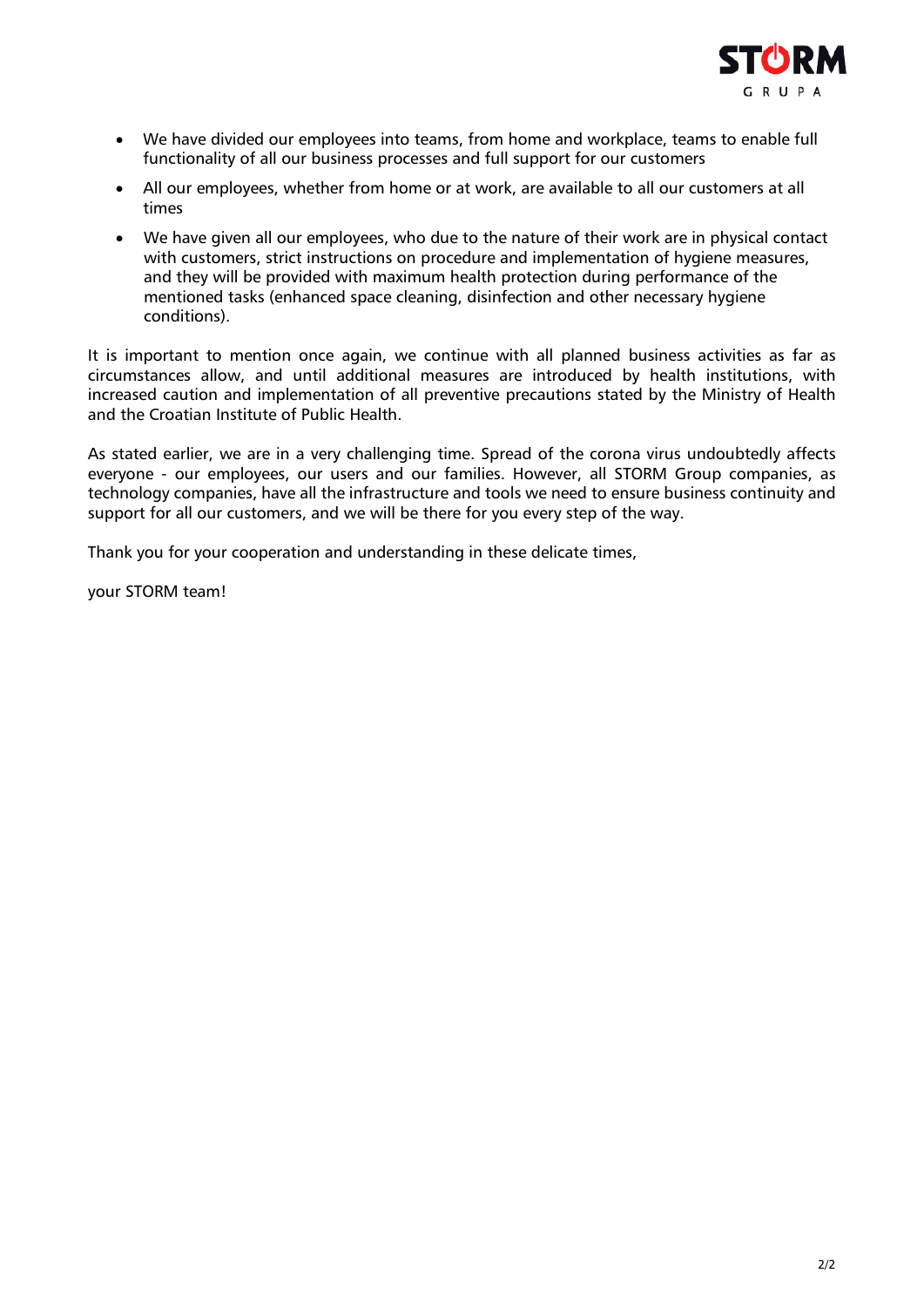- We have divided our employees into teams, from home and workplace, teams to enable full functionality of all our business processes and full support for our customers
- All our employees, whether from home or at work, are available to all our customers at all times
- We have given all our employees, who due to the nature of their work are in physical contact with customers, strict instructions on procedure and implementation of hygiene measures, and they will be provided with maximum health protection during performance of the mentioned tasks (enhanced space cleaning, disinfection and other necessary hygiene conditions).

It is important to mention once again, we continue with all planned business activities as far as circumstances allow, and until additional measures are introduced by health institutions, with increased caution and implementation of all preventive precautions stated by the Ministry of Health and the Croatian Institute of Public Health.

As stated earlier, we are in a very challenging time. Spread of the corona virus undoubtedly affects everyone - our employees, our users and our families. However, all STORM Group companies, as technology companies, have all the infrastructure and tools we need to ensure business continuity and support for all our customers, and we will be there for you every step of the way.

Thank you for your cooperation and understanding in these delicate times,

your STORM team!